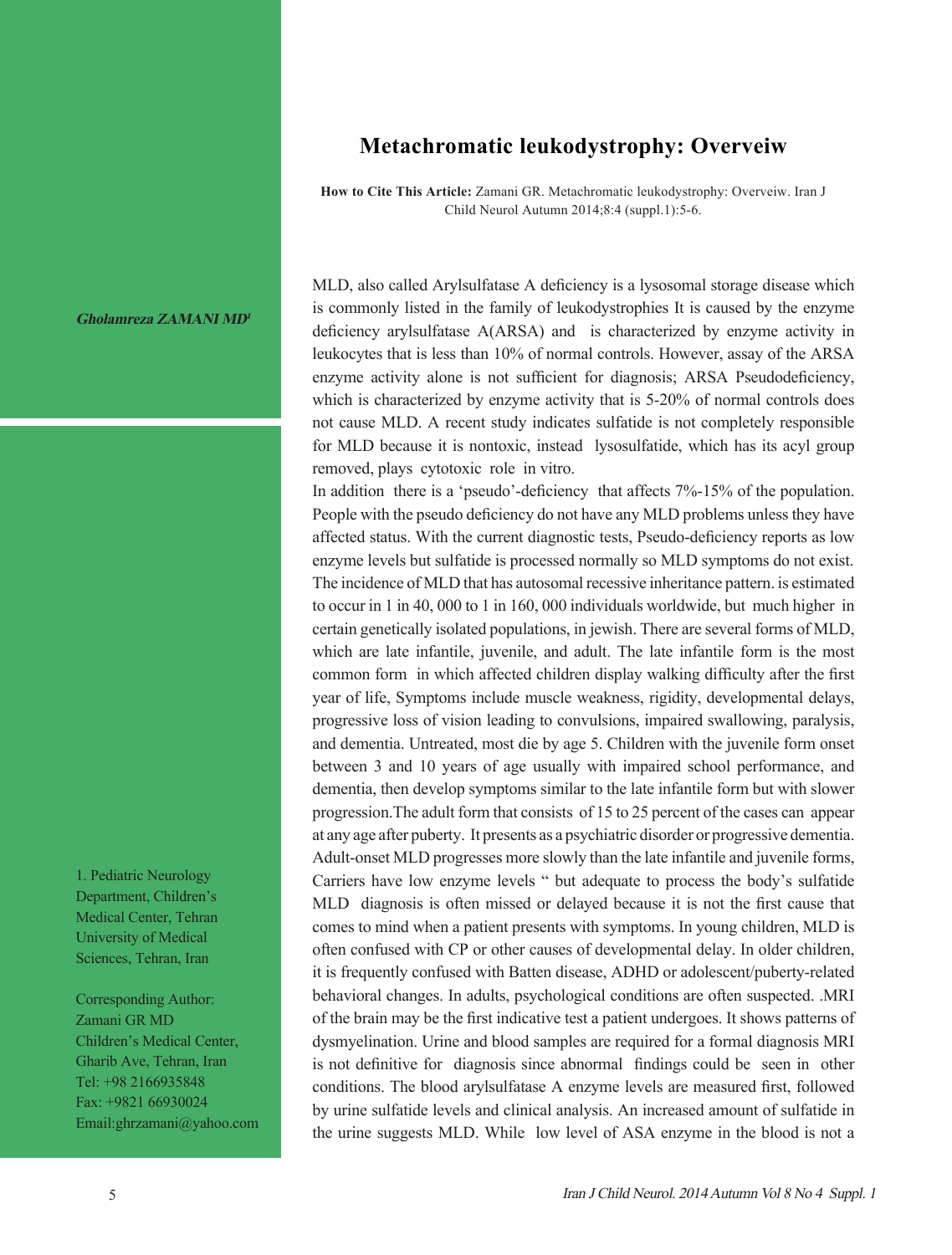# Metachromatic leukodystrophy: Overveiw

**How to Cite This Article:** Zamani GR. Metachromatic leukodystrophy: Overveiw. Iran J Child Neurol Autumn 2014;8:4 (suppl.1):5-6.

***Gholamreza ZAMANI MD*** [1]

1. Pediatric Neurology Department, Children's Medical Center, Tehran University of Medical Sciences, Tehran, Iran

Corresponding Author:
Zamani GR MD
Children's Medical Center, Gharib Ave, Tehran, Iran
Tel: +98 2166935848
Fax: +9821 66930024
Email:ghrzamani@yahoo.com

MLD, also called Arylsulfatase A deficiency is a lysosomal storage disease which is commonly listed in the family of leukodystrophies It is caused by the enzyme deficiency arylsulfatase A(ARSA) and is characterized by enzyme activity in leukocytes that is less than 10% of normal controls. However, assay of the ARSA enzyme activity alone is not sufficient for diagnosis; ARSA Pseudodeficiency, which is characterized by enzyme activity that is 5-20% of normal controls does not cause MLD. A recent study indicates sulfatide is not completely responsible for MLD because it is nontoxic, instead lysosulfatide, which has its acyl group removed, plays cytotoxic role in vitro.

In addition there is a 'pseudo'-deficiency that affects 7%-15% of the population. People with the pseudo deficiency do not have any MLD problems unless they have affected status. With the current diagnostic tests, Pseudo-deficiency reports as low enzyme levels but sulfatide is processed normally so MLD symptoms do not exist. The incidence of MLD that has autosomal recessive inheritance pattern. is estimated to occur in 1 in 40, 000 to 1 in 160, 000 individuals worldwide, but much higher in certain genetically isolated populations, in jewish. There are several forms of MLD, which are late infantile, juvenile, and adult. The late infantile form is the most common form in which affected children display walking difficulty after the first year of life, Symptoms include muscle weakness, rigidity, developmental delays, progressive loss of vision leading to convulsions, impaired swallowing, paralysis, and dementia. Untreated, most die by age 5. Children with the juvenile form onset between 3 and 10 years of age usually with impaired school performance, and dementia, then develop symptoms similar to the late infantile form but with slower progression.The adult form that consists of 15 to 25 percent of the cases can appear at any age after puberty. It presents as a psychiatric disorder or progressive dementia. Adult-onset MLD progresses more slowly than the late infantile and juvenile forms, Carriers have low enzyme levels " but adequate to process the body's sulfatide MLD diagnosis is often missed or delayed because it is not the first cause that comes to mind when a patient presents with symptoms. In young children, MLD is often confused with CP or other causes of developmental delay. In older children, it is frequently confused with Batten disease, ADHD or adolescent/puberty-related behavioral changes. In adults, psychological conditions are often suspected. .MRI of the brain may be the first indicative test a patient undergoes. It shows patterns of dysmyelination. Urine and blood samples are required for a formal diagnosis MRI is not definitive for diagnosis since abnormal findings could be seen in other conditions. The blood arylsulfatase A enzyme levels are measured first, followed by urine sulfatide levels and clinical analysis. An increased amount of sulfatide in the urine suggests MLD. While low level of ASA enzyme in the blood is not a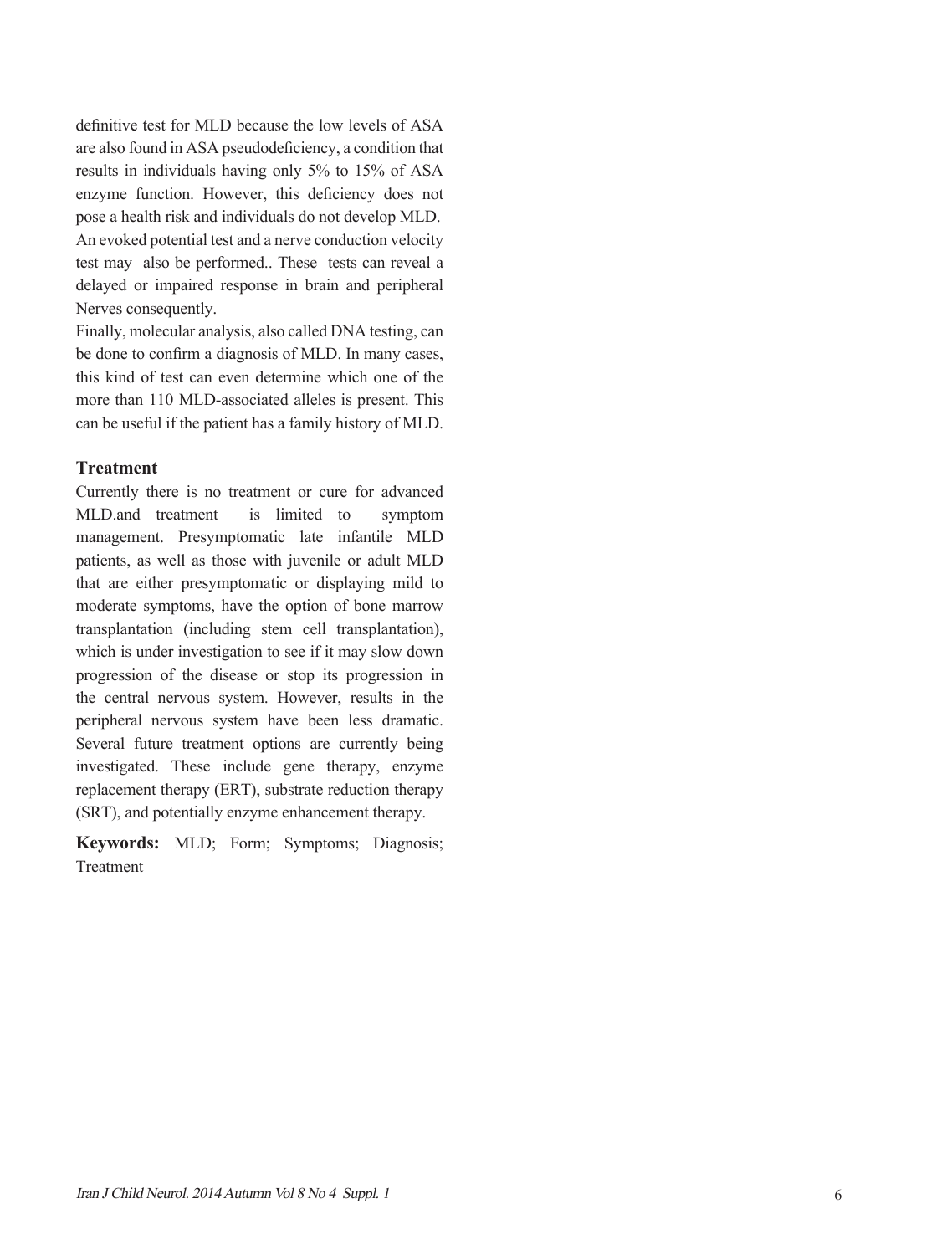definitive test for MLD because the low levels of ASA are also found in ASA pseudodeficiency, a condition that results in individuals having only 5% to 15% of ASA enzyme function. However, this deficiency does not pose a health risk and individuals do not develop MLD. An evoked potential test and a nerve conduction velocity test may also be performed.. These tests can reveal a delayed or impaired response in brain and peripheral Nerves consequently.

Finally, molecular analysis, also called DNA testing, can be done to confirm a diagnosis of MLD. In many cases, this kind of test can even determine which one of the more than 110 MLD-associated alleles is present. This can be useful if the patient has a family history of MLD.

### Treatment

Currently there is no treatment or cure for advanced MLD.and treatment is limited to symptom management. Presymptomatic late infantile MLD patients, as well as those with juvenile or adult MLD that are either presymptomatic or displaying mild to moderate symptoms, have the option of bone marrow transplantation (including stem cell transplantation), which is under investigation to see if it may slow down progression of the disease or stop its progression in the central nervous system. However, results in the peripheral nervous system have been less dramatic. Several future treatment options are currently being investigated. These include gene therapy, enzyme replacement therapy (ERT), substrate reduction therapy (SRT), and potentially enzyme enhancement therapy.

**Keywords:** MLD; Form; Symptoms; Diagnosis; Treatment